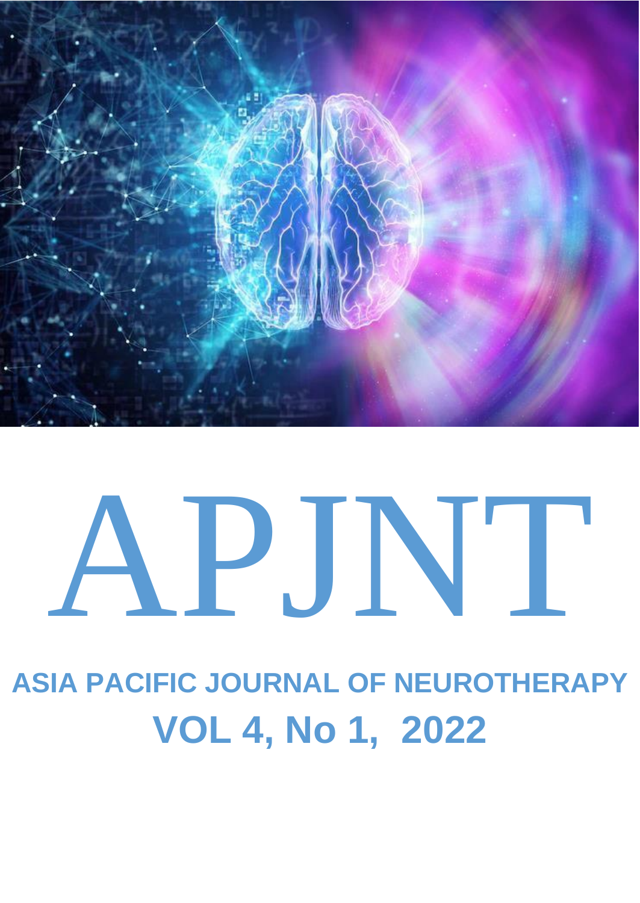# APJNT

## ASIA PACIFIC JOURNAL OF NEUROTHERAPY

## VOL 4, No 1, 2022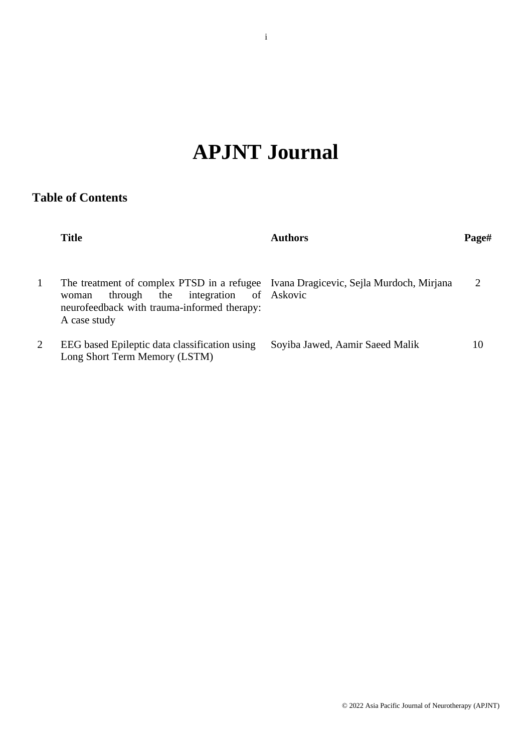# APJNT Journal

## Table of Contents

| | Title | Authors | Page# |
|---|---|---|---|
| 1 | The treatment of complex PTSD in a refugee woman through the integration of neurofeedback with trauma-informed therapy: A case study | Ivana Dragicevic, Sejla Murdoch, Mirjana Askovic | 2 |
| 2 | EEG based Epileptic data classification using Long Short Term Memory (LSTM) | Soyiba Jawed, Aamir Saeed Malik | 10 |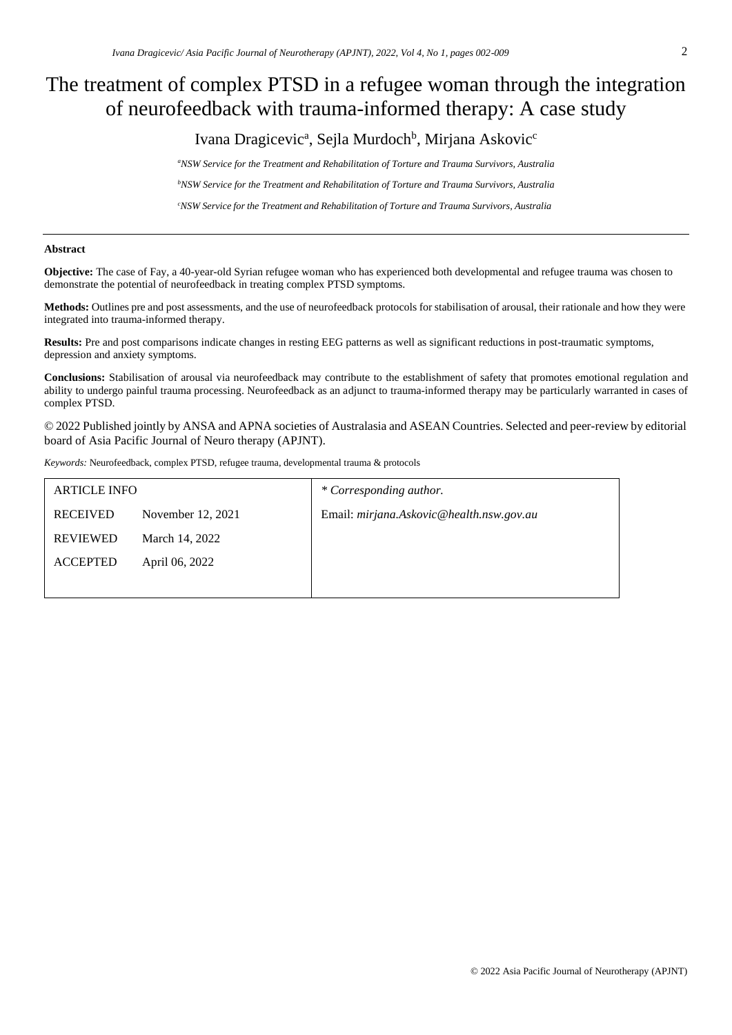# The treatment of complex PTSD in a refugee woman through the integration of neurofeedback with trauma-informed therapy: A case study

Ivana Dragicevic[a], Sejla Murdoch[b], Mirjana Askovic[c]

[a] *NSW Service for the Treatment and Rehabilitation of Torture and Trauma Survivors, Australia*

[b] *NSW Service for the Treatment and Rehabilitation of Torture and Trauma Survivors, Australia*

[c] *NSW Service for the Treatment and Rehabilitation of Torture and Trauma Survivors, Australia*

---

**Abstract**

**Objective:** The case of Fay, a 40-year-old Syrian refugee woman who has experienced both developmental and refugee trauma was chosen to demonstrate the potential of neurofeedback in treating complex PTSD symptoms.

**Methods:** Outlines pre and post assessments, and the use of neurofeedback protocols for stabilisation of arousal, their rationale and how they were integrated into trauma-informed therapy.

**Results:** Pre and post comparisons indicate changes in resting EEG patterns as well as significant reductions in post-traumatic symptoms, depression and anxiety symptoms.

**Conclusions:** Stabilisation of arousal via neurofeedback may contribute to the establishment of safety that promotes emotional regulation and ability to undergo painful trauma processing. Neurofeedback as an adjunct to trauma-informed therapy may be particularly warranted in cases of complex PTSD.

© 2022 Published jointly by ANSA and APNA societies of Australasia and ASEAN Countries. Selected and peer-review by editorial board of Asia Pacific Journal of Neuro therapy (APJNT).

*Keywords:* Neurofeedback, complex PTSD, refugee trauma, developmental trauma & protocols

| ARTICLE INFO | | * Corresponding author. |
|---|---|---|
| RECEIVED | November 12, 2021 | Email: *mirjana.Askovic@health.nsw.gov.au* |
| REVIEWED | March 14, 2022 | |
| ACCEPTED | April 06, 2022 | |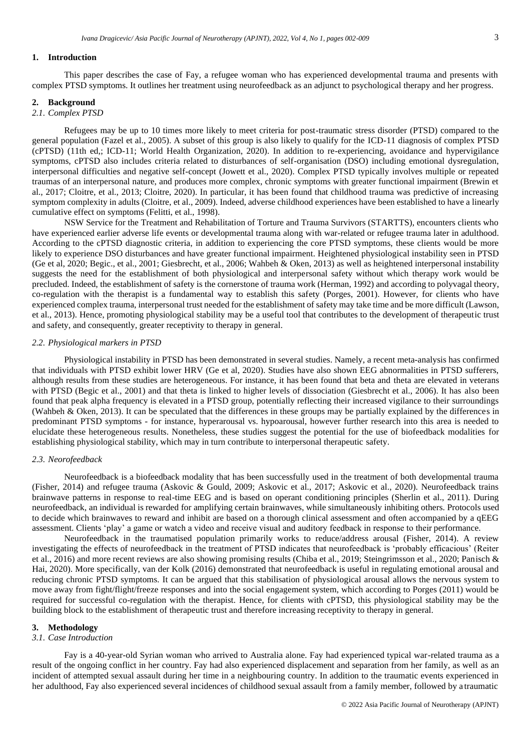## 1. Introduction

This paper describes the case of Fay, a refugee woman who has experienced developmental trauma and presents with complex PTSD symptoms. It outlines her treatment using neurofeedback as an adjunct to psychological therapy and her progress.

## 2. Background

### *2.1. Complex PTSD*

Refugees may be up to 10 times more likely to meet criteria for post-traumatic stress disorder (PTSD) compared to the general population (Fazel et al., 2005). A subset of this group is also likely to qualify for the ICD-11 diagnosis of complex PTSD (cPTSD) (11th ed,; ICD-11; World Health Organization, 2020). In addition to re-experiencing, avoidance and hypervigilance symptoms, cPTSD also includes criteria related to disturbances of self-organisation (DSO) including emotional dysregulation, interpersonal difficulties and negative self-concept (Jowett et al., 2020). Complex PTSD typically involves multiple or repeated traumas of an interpersonal nature, and produces more complex, chronic symptoms with greater functional impairment (Brewin et al., 2017; Cloitre, et al., 2013; Cloitre, 2020). In particular, it has been found that childhood trauma was predictive of increasing symptom complexity in adults (Cloitre, et al., 2009). Indeed, adverse childhood experiences have been established to have a linearly cumulative effect on symptoms (Felitti, et al., 1998).

NSW Service for the Treatment and Rehabilitation of Torture and Trauma Survivors (STARTTS), encounters clients who have experienced earlier adverse life events or developmental trauma along with war-related or refugee trauma later in adulthood. According to the cPTSD diagnostic criteria, in addition to experiencing the core PTSD symptoms, these clients would be more likely to experience DSO disturbances and have greater functional impairment. Heightened physiological instability seen in PTSD (Ge et al, 2020; Begic., et al., 2001; Giesbrecht, et al., 2006; Wahbeh & Oken, 2013) as well as heightened interpersonal instability suggests the need for the establishment of both physiological and interpersonal safety without which therapy work would be precluded. Indeed, the establishment of safety is the cornerstone of trauma work (Herman, 1992) and according to polyvagal theory, co-regulation with the therapist is a fundamental way to establish this safety (Porges, 2001). However, for clients who have experienced complex trauma, interpersonal trust needed for the establishment of safety may take time and be more difficult (Lawson, et al., 2013). Hence, promoting physiological stability may be a useful tool that contributes to the development of therapeutic trust and safety, and consequently, greater receptivity to therapy in general.

### *2.2. Physiological markers in PTSD*

Physiological instability in PTSD has been demonstrated in several studies. Namely, a recent meta-analysis has confirmed that individuals with PTSD exhibit lower HRV (Ge et al, 2020). Studies have also shown EEG abnormalities in PTSD sufferers, although results from these studies are heterogeneous. For instance, it has been found that beta and theta are elevated in veterans with PTSD (Begic et al., 2001) and that theta is linked to higher levels of dissociation (Giesbrecht et al., 2006). It has also been found that peak alpha frequency is elevated in a PTSD group, potentially reflecting their increased vigilance to their surroundings (Wahbeh & Oken, 2013). It can be speculated that the differences in these groups may be partially explained by the differences in predominant PTSD symptoms - for instance, hyperarousal vs. hypoarousal, however further research into this area is needed to elucidate these heterogeneous results. Nonetheless, these studies suggest the potential for the use of biofeedback modalities for establishing physiological stability, which may in turn contribute to interpersonal therapeutic safety.

### *2.3. Neorofeedback*

Neurofeedback is a biofeedback modality that has been successfully used in the treatment of both developmental trauma (Fisher, 2014) and refugee trauma (Askovic & Gould, 2009; Askovic et al., 2017; Askovic et al., 2020). Neurofeedback trains brainwave patterns in response to real-time EEG and is based on operant conditioning principles (Sherlin et al., 2011). During neurofeedback, an individual is rewarded for amplifying certain brainwaves, while simultaneously inhibiting others. Protocols used to decide which brainwaves to reward and inhibit are based on a thorough clinical assessment and often accompanied by a qEEG assessment. Clients 'play' a game or watch a video and receive visual and auditory feedback in response to their performance.

Neurofeedback in the traumatised population primarily works to reduce/address arousal (Fisher, 2014). A review investigating the effects of neurofeedback in the treatment of PTSD indicates that neurofeedback is 'probably efficacious' (Reiter et al., 2016) and more recent reviews are also showing promising results (Chiba et al., 2019; Steingrimsson et al., 2020; Panisch & Hai, 2020). More specifically, van der Kolk (2016) demonstrated that neurofeedback is useful in regulating emotional arousal and reducing chronic PTSD symptoms. It can be argued that this stabilisation of physiological arousal allows the nervous system to move away from fight/flight/freeze responses and into the social engagement system, which according to Porges (2011) would be required for successful co-regulation with the therapist. Hence, for clients with cPTSD, this physiological stability may be the building block to the establishment of therapeutic trust and therefore increasing receptivity to therapy in general.

## 3. Methodology

### *3.1. Case Introduction*

Fay is a 40-year-old Syrian woman who arrived to Australia alone. Fay had experienced typical war-related trauma as a result of the ongoing conflict in her country. Fay had also experienced displacement and separation from her family, as well as an incident of attempted sexual assault during her time in a neighbouring country. In addition to the traumatic events experienced in her adulthood, Fay also experienced several incidences of childhood sexual assault from a family member, followed by a traumatic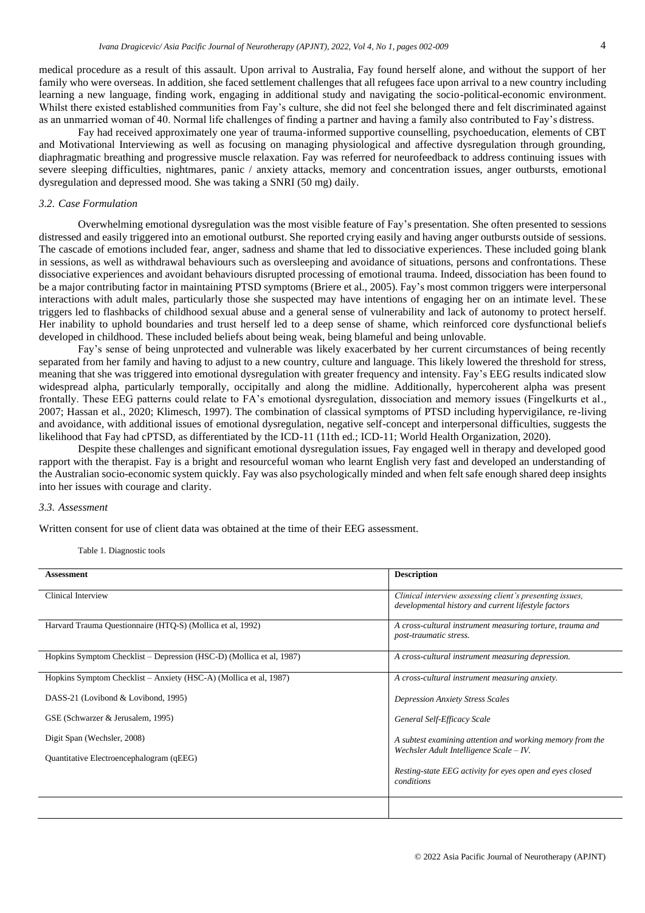medical procedure as a result of this assault. Upon arrival to Australia, Fay found herself alone, and without the support of her family who were overseas. In addition, she faced settlement challenges that all refugees face upon arrival to a new country including learning a new language, finding work, engaging in additional study and navigating the socio-political-economic environment. Whilst there existed established communities from Fay's culture, she did not feel she belonged there and felt discriminated against as an unmarried woman of 40. Normal life challenges of finding a partner and having a family also contributed to Fay's distress.

Fay had received approximately one year of trauma-informed supportive counselling, psychoeducation, elements of CBT and Motivational Interviewing as well as focusing on managing physiological and affective dysregulation through grounding, diaphragmatic breathing and progressive muscle relaxation. Fay was referred for neurofeedback to address continuing issues with severe sleeping difficulties, nightmares, panic / anxiety attacks, memory and concentration issues, anger outbursts, emotional dysregulation and depressed mood. She was taking a SNRI (50 mg) daily.

### 3.2. Case Formulation

Overwhelming emotional dysregulation was the most visible feature of Fay's presentation. She often presented to sessions distressed and easily triggered into an emotional outburst. She reported crying easily and having anger outbursts outside of sessions. The cascade of emotions included fear, anger, sadness and shame that led to dissociative experiences. These included going blank in sessions, as well as withdrawal behaviours such as oversleeping and avoidance of situations, persons and confrontations. These dissociative experiences and avoidant behaviours disrupted processing of emotional trauma. Indeed, dissociation has been found to be a major contributing factor in maintaining PTSD symptoms (Briere et al., 2005). Fay's most common triggers were interpersonal interactions with adult males, particularly those she suspected may have intentions of engaging her on an intimate level. These triggers led to flashbacks of childhood sexual abuse and a general sense of vulnerability and lack of autonomy to protect herself. Her inability to uphold boundaries and trust herself led to a deep sense of shame, which reinforced core dysfunctional beliefs developed in childhood. These included beliefs about being weak, being blameful and being unlovable.

Fay's sense of being unprotected and vulnerable was likely exacerbated by her current circumstances of being recently separated from her family and having to adjust to a new country, culture and language. This likely lowered the threshold for stress, meaning that she was triggered into emotional dysregulation with greater frequency and intensity. Fay's EEG results indicated slow widespread alpha, particularly temporally, occipitally and along the midline. Additionally, hypercoherent alpha was present frontally. These EEG patterns could relate to FA's emotional dysregulation, dissociation and memory issues (Fingelkurts et al., 2007; Hassan et al., 2020; Klimesch, 1997). The combination of classical symptoms of PTSD including hypervigilance, re-living and avoidance, with additional issues of emotional dysregulation, negative self-concept and interpersonal difficulties, suggests the likelihood that Fay had cPTSD, as differentiated by the ICD-11 (11th ed.; ICD-11; World Health Organization, 2020).

Despite these challenges and significant emotional dysregulation issues, Fay engaged well in therapy and developed good rapport with the therapist. Fay is a bright and resourceful woman who learnt English very fast and developed an understanding of the Australian socio-economic system quickly. Fay was also psychologically minded and when felt safe enough shared deep insights into her issues with courage and clarity.

### 3.3. Assessment

Written consent for use of client data was obtained at the time of their EEG assessment.

Table 1. Diagnostic tools

| Assessment | Description |
|---|---|
| Clinical Interview | *Clinical interview assessing client's presenting issues, developmental history and current lifestyle factors* |
| Harvard Trauma Questionnaire (HTQ-S) (Mollica et al, 1992) | *A cross-cultural instrument measuring torture, trauma and post-traumatic stress.* |
| Hopkins Symptom Checklist – Depression (HSC-D) (Mollica et al, 1987) | *A cross-cultural instrument measuring depression.* |
| Hopkins Symptom Checklist – Anxiety (HSC-A) (Mollica et al, 1987) | *A cross-cultural instrument measuring anxiety.* |
| DASS-21 (Lovibond & Lovibond, 1995) | *Depression Anxiety Stress Scales* |
| GSE (Schwarzer & Jerusalem, 1995) | *General Self-Efficacy Scale* |
| Digit Span (Wechsler, 2008) | *A subtest examining attention and working memory from the Wechsler Adult Intelligence Scale – IV.* |
| Quantitative Electroencephalogram (qEEG) | *Resting-state EEG activity for eyes open and eyes closed conditions* |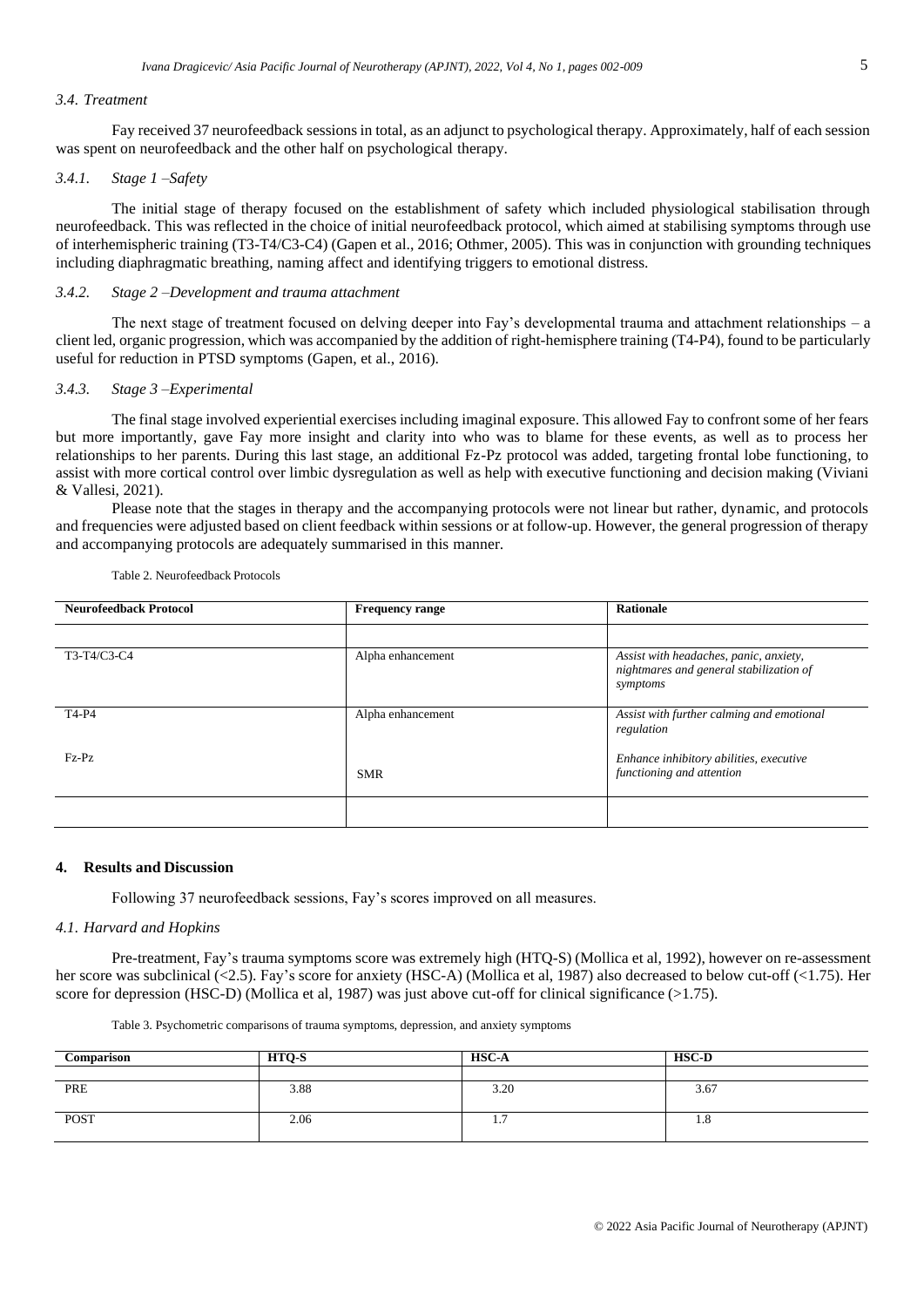### 3.4. Treatment

Fay received 37 neurofeedback sessions in total, as an adjunct to psychological therapy. Approximately, half of each session was spent on neurofeedback and the other half on psychological therapy.

#### 3.4.1. Stage 1 –Safety

The initial stage of therapy focused on the establishment of safety which included physiological stabilisation through neurofeedback. This was reflected in the choice of initial neurofeedback protocol, which aimed at stabilising symptoms through use of interhemispheric training (T3-T4/C3-C4) (Gapen et al., 2016; Othmer, 2005). This was in conjunction with grounding techniques including diaphragmatic breathing, naming affect and identifying triggers to emotional distress.

#### 3.4.2. Stage 2 –Development and trauma attachment

The next stage of treatment focused on delving deeper into Fay's developmental trauma and attachment relationships – a client led, organic progression, which was accompanied by the addition of right-hemisphere training (T4-P4), found to be particularly useful for reduction in PTSD symptoms (Gapen, et al., 2016).

#### 3.4.3. Stage 3 –Experimental

The final stage involved experiential exercises including imaginal exposure. This allowed Fay to confront some of her fears but more importantly, gave Fay more insight and clarity into who was to blame for these events, as well as to process her relationships to her parents. During this last stage, an additional Fz-Pz protocol was added, targeting frontal lobe functioning, to assist with more cortical control over limbic dysregulation as well as help with executive functioning and decision making (Viviani & Vallesi, 2021).

Please note that the stages in therapy and the accompanying protocols were not linear but rather, dynamic, and protocols and frequencies were adjusted based on client feedback within sessions or at follow-up. However, the general progression of therapy and accompanying protocols are adequately summarised in this manner.

Table 2. Neurofeedback Protocols

| Neurofeedback Protocol | Frequency range | Rationale |
|---|---|---|
| T3-T4/C3-C4 | Alpha enhancement | *Assist with headaches, panic, anxiety, nightmares and general stabilization of symptoms* |
| T4-P4 | Alpha enhancement | *Assist with further calming and emotional regulation* |
| Fz-Pz | SMR | *Enhance inhibitory abilities, executive functioning and attention* |

## 4. Results and Discussion

Following 37 neurofeedback sessions, Fay's scores improved on all measures.

### 4.1. Harvard and Hopkins

Pre-treatment, Fay's trauma symptoms score was extremely high (HTQ-S) (Mollica et al, 1992), however on re-assessment her score was subclinical (<2.5). Fay's score for anxiety (HSC-A) (Mollica et al, 1987) also decreased to below cut-off (<1.75). Her score for depression (HSC-D) (Mollica et al, 1987) was just above cut-off for clinical significance (>1.75).

Table 3. Psychometric comparisons of trauma symptoms, depression, and anxiety symptoms

| Comparison | HTQ-S | HSC-A | HSC-D |
|---|---|---|---|
| PRE | 3.88 | 3.20 | 3.67 |
| POST | 2.06 | 1.7 | 1.8 |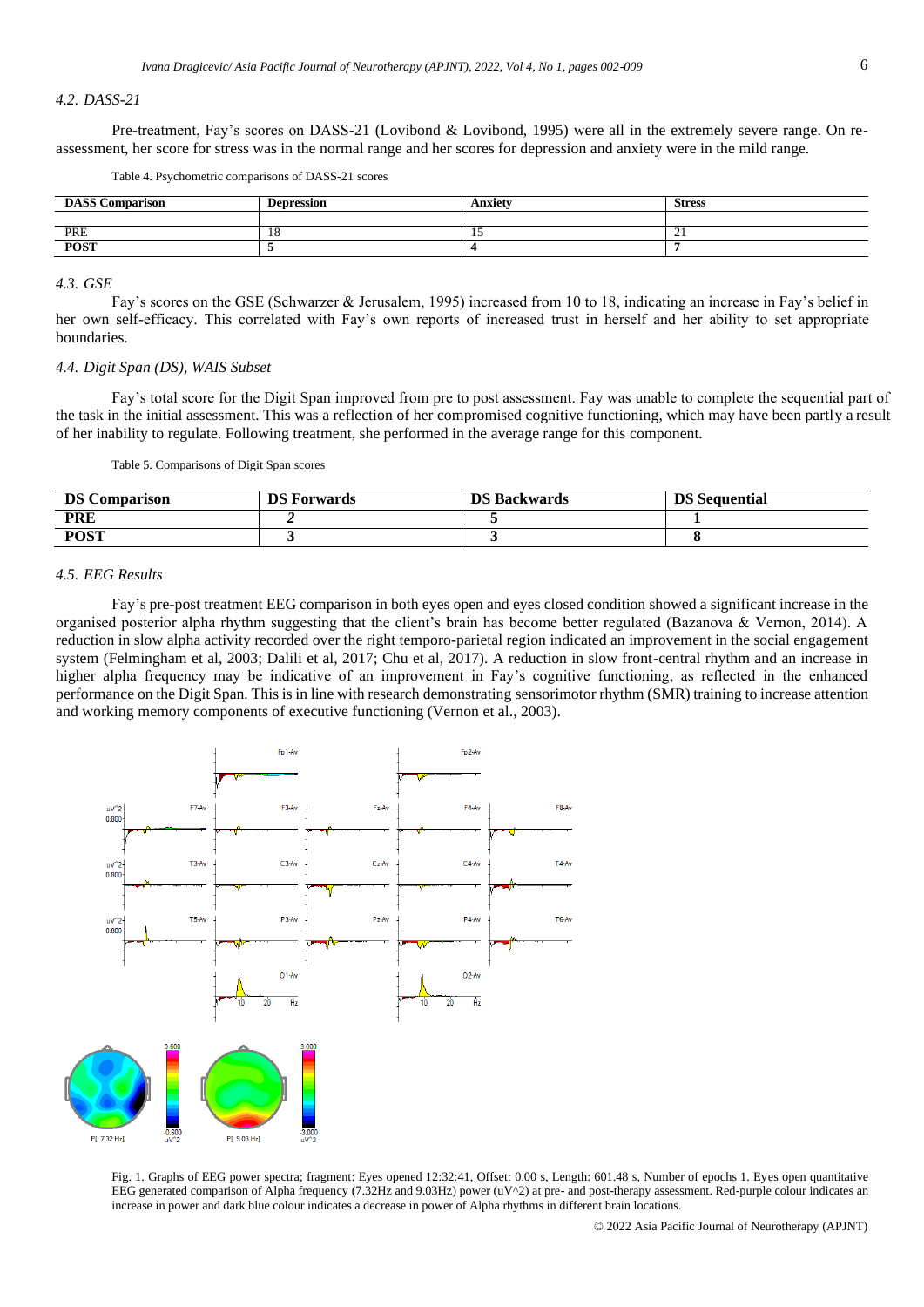### 4.2. DASS-21

Pre-treatment, Fay's scores on DASS-21 (Lovibond & Lovibond, 1995) were all in the extremely severe range. On re-assessment, her score for stress was in the normal range and her scores for depression and anxiety were in the mild range.

Table 4. Psychometric comparisons of DASS-21 scores

| DASS Comparison | Depression | Anxiety | Stress |
|---|---|---|---|
| PRE | 18 | 15 | 21 |
| **POST** | **5** | **4** | **7** |

### 4.3. GSE

Fay's scores on the GSE (Schwarzer & Jerusalem, 1995) increased from 10 to 18, indicating an increase in Fay's belief in her own self-efficacy. This correlated with Fay's own reports of increased trust in herself and her ability to set appropriate boundaries.

### 4.4. Digit Span (DS), WAIS Subset

Fay's total score for the Digit Span improved from pre to post assessment. Fay was unable to complete the sequential part of the task in the initial assessment. This was a reflection of her compromised cognitive functioning, which may have been partly a result of her inability to regulate. Following treatment, she performed in the average range for this component.

Table 5. Comparisons of Digit Span scores

| DS Comparison | DS Forwards | DS Backwards | DS Sequential |
|---|---|---|---|
| **PRE** | *2* | **5** | **1** |
| **POST** | **3** | **3** | **8** |

### 4.5. EEG Results

Fay's pre-post treatment EEG comparison in both eyes open and eyes closed condition showed a significant increase in the organised posterior alpha rhythm suggesting that the client's brain has become better regulated (Bazanova & Vernon, 2014). A reduction in slow alpha activity recorded over the right temporo-parietal region indicated an improvement in the social engagement system (Felmingham et al, 2003; Dalili et al, 2017; Chu et al, 2017). A reduction in slow front-central rhythm and an increase in higher alpha frequency may be indicative of an improvement in Fay's cognitive functioning, as reflected in the enhanced performance on the Digit Span. This is in line with research demonstrating sensorimotor rhythm (SMR) training to increase attention and working memory components of executive functioning (Vernon et al., 2003).

Fig. 1. Graphs of EEG power spectra; fragment: Eyes opened 12:32:41, Offset: 0.00 s, Length: 601.48 s, Number of epochs 1. Eyes open quantitative EEG generated comparison of Alpha frequency (7.32Hz and 9.03Hz) power (uV^2) at pre- and post-therapy assessment. Red-purple colour indicates an increase in power and dark blue colour indicates a decrease in power of Alpha rhythms in different brain locations.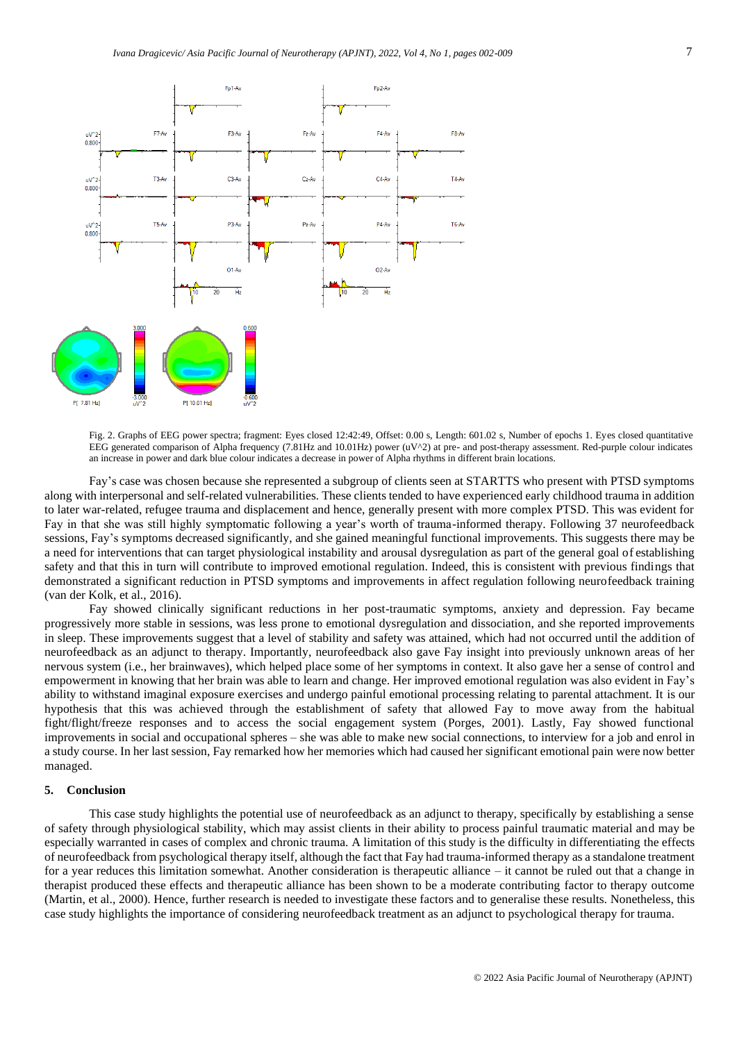Fig. 2. Graphs of EEG power spectra; fragment: Eyes closed 12:42:49, Offset: 0.00 s, Length: 601.02 s, Number of epochs 1. Eyes closed quantitative EEG generated comparison of Alpha frequency (7.81Hz and 10.01Hz) power (uV^2) at pre- and post-therapy assessment. Red-purple colour indicates an increase in power and dark blue colour indicates a decrease in power of Alpha rhythms in different brain locations.

Fay's case was chosen because she represented a subgroup of clients seen at STARTTS who present with PTSD symptoms along with interpersonal and self-related vulnerabilities. These clients tended to have experienced early childhood trauma in addition to later war-related, refugee trauma and displacement and hence, generally present with more complex PTSD. This was evident for Fay in that she was still highly symptomatic following a year's worth of trauma-informed therapy. Following 37 neurofeedback sessions, Fay's symptoms decreased significantly, and she gained meaningful functional improvements. This suggests there may be a need for interventions that can target physiological instability and arousal dysregulation as part of the general goal of establishing safety and that this in turn will contribute to improved emotional regulation. Indeed, this is consistent with previous findings that demonstrated a significant reduction in PTSD symptoms and improvements in affect regulation following neurofeedback training (van der Kolk, et al., 2016).

Fay showed clinically significant reductions in her post-traumatic symptoms, anxiety and depression. Fay became progressively more stable in sessions, was less prone to emotional dysregulation and dissociation, and she reported improvements in sleep. These improvements suggest that a level of stability and safety was attained, which had not occurred until the addition of neurofeedback as an adjunct to therapy. Importantly, neurofeedback also gave Fay insight into previously unknown areas of her nervous system (i.e., her brainwaves), which helped place some of her symptoms in context. It also gave her a sense of control and empowerment in knowing that her brain was able to learn and change. Her improved emotional regulation was also evident in Fay's ability to withstand imaginal exposure exercises and undergo painful emotional processing relating to parental attachment. It is our hypothesis that this was achieved through the establishment of safety that allowed Fay to move away from the habitual fight/flight/freeze responses and to access the social engagement system (Porges, 2001). Lastly, Fay showed functional improvements in social and occupational spheres – she was able to make new social connections, to interview for a job and enrol in a study course. In her last session, Fay remarked how her memories which had caused her significant emotional pain were now better managed.

## 5. Conclusion

This case study highlights the potential use of neurofeedback as an adjunct to therapy, specifically by establishing a sense of safety through physiological stability, which may assist clients in their ability to process painful traumatic material and may be especially warranted in cases of complex and chronic trauma. A limitation of this study is the difficulty in differentiating the effects of neurofeedback from psychological therapy itself, although the fact that Fay had trauma-informed therapy as a standalone treatment for a year reduces this limitation somewhat. Another consideration is therapeutic alliance – it cannot be ruled out that a change in therapist produced these effects and therapeutic alliance has been shown to be a moderate contributing factor to therapy outcome (Martin, et al., 2000). Hence, further research is needed to investigate these factors and to generalise these results. Nonetheless, this case study highlights the importance of considering neurofeedback treatment as an adjunct to psychological therapy for trauma.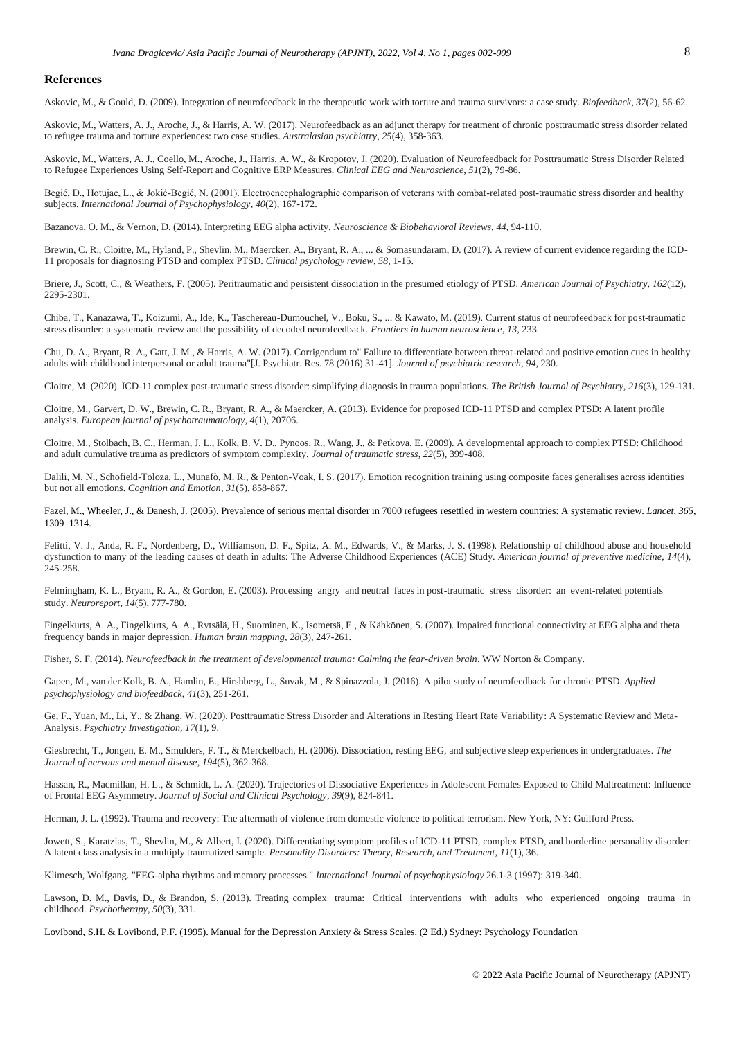## References

Askovic, M., & Gould, D. (2009). Integration of neurofeedback in the therapeutic work with torture and trauma survivors: a case study. *Biofeedback*, *37*(2), 56-62.

Askovic, M., Watters, A. J., Aroche, J., & Harris, A. W. (2017). Neurofeedback as an adjunct therapy for treatment of chronic posttraumatic stress disorder related to refugee trauma and torture experiences: two case studies. *Australasian psychiatry*, *25*(4), 358-363.

Askovic, M., Watters, A. J., Coello, M., Aroche, J., Harris, A. W., & Kropotov, J. (2020). Evaluation of Neurofeedback for Posttraumatic Stress Disorder Related to Refugee Experiences Using Self-Report and Cognitive ERP Measures. *Clinical EEG and Neuroscience*, *51*(2), 79-86.

Begić, D., Hotujac, L., & Jokić-Begić, N. (2001). Electroencephalographic comparison of veterans with combat-related post-traumatic stress disorder and healthy subjects. *International Journal of Psychophysiology*, *40*(2), 167-172.

Bazanova, O. M., & Vernon, D. (2014). Interpreting EEG alpha activity. *Neuroscience & Biobehavioral Reviews*, *44*, 94-110.

Brewin, C. R., Cloitre, M., Hyland, P., Shevlin, M., Maercker, A., Bryant, R. A., ... & Somasundaram, D. (2017). A review of current evidence regarding the ICD-11 proposals for diagnosing PTSD and complex PTSD. *Clinical psychology review*, *58*, 1-15.

Briere, J., Scott, C., & Weathers, F. (2005). Peritraumatic and persistent dissociation in the presumed etiology of PTSD. *American Journal of Psychiatry*, *162*(12), 2295-2301.

Chiba, T., Kanazawa, T., Koizumi, A., Ide, K., Taschereau-Dumouchel, V., Boku, S., ... & Kawato, M. (2019). Current status of neurofeedback for post-traumatic stress disorder: a systematic review and the possibility of decoded neurofeedback. *Frontiers in human neuroscience*, *13*, 233.

Chu, D. A., Bryant, R. A., Gatt, J. M., & Harris, A. W. (2017). Corrigendum to" Failure to differentiate between threat-related and positive emotion cues in healthy adults with childhood interpersonal or adult trauma"[J. Psychiatr. Res. 78 (2016) 31-41]. *Journal of psychiatric research*, *94*, 230.

Cloitre, M. (2020). ICD-11 complex post-traumatic stress disorder: simplifying diagnosis in trauma populations. *The British Journal of Psychiatry*, *216*(3), 129-131.

Cloitre, M., Garvert, D. W., Brewin, C. R., Bryant, R. A., & Maercker, A. (2013). Evidence for proposed ICD-11 PTSD and complex PTSD: A latent profile analysis. *European journal of psychotraumatology*, *4*(1), 20706.

Cloitre, M., Stolbach, B. C., Herman, J. L., Kolk, B. V. D., Pynoos, R., Wang, J., & Petkova, E. (2009). A developmental approach to complex PTSD: Childhood and adult cumulative trauma as predictors of symptom complexity. *Journal of traumatic stress*, *22*(5), 399-408.

Dalili, M. N., Schofield-Toloza, L., Munafò, M. R., & Penton-Voak, I. S. (2017). Emotion recognition training using composite faces generalises across identities but not all emotions. *Cognition and Emotion*, *31*(5), 858-867.

Fazel, M., Wheeler, J., & Danesh, J. (2005). Prevalence of serious mental disorder in 7000 refugees resettled in western countries: A systematic review. *Lancet, 365*, 1309–1314.

Felitti, V. J., Anda, R. F., Nordenberg, D., Williamson, D. F., Spitz, A. M., Edwards, V., & Marks, J. S. (1998). Relationship of childhood abuse and household dysfunction to many of the leading causes of death in adults: The Adverse Childhood Experiences (ACE) Study. *American journal of preventive medicine*, *14*(4), 245-258.

Felmingham, K. L., Bryant, R. A., & Gordon, E. (2003). Processing angry and neutral faces in post-traumatic stress disorder: an event-related potentials study. *Neuroreport*, *14*(5), 777-780.

Fingelkurts, A. A., Fingelkurts, A. A., Rytsälä, H., Suominen, K., Isometsä, E., & Kähkönen, S. (2007). Impaired functional connectivity at EEG alpha and theta frequency bands in major depression. *Human brain mapping*, *28*(3), 247-261.

Fisher, S. F. (2014). *Neurofeedback in the treatment of developmental trauma: Calming the fear-driven brain*. WW Norton & Company.

Gapen, M., van der Kolk, B. A., Hamlin, E., Hirshberg, L., Suvak, M., & Spinazzola, J. (2016). A pilot study of neurofeedback for chronic PTSD. *Applied psychophysiology and biofeedback*, *41*(3), 251-261.

Ge, F., Yuan, M., Li, Y., & Zhang, W. (2020). Posttraumatic Stress Disorder and Alterations in Resting Heart Rate Variability: A Systematic Review and Meta-Analysis. *Psychiatry Investigation*, *17*(1), 9.

Giesbrecht, T., Jongen, E. M., Smulders, F. T., & Merckelbach, H. (2006). Dissociation, resting EEG, and subjective sleep experiences in undergraduates. *The Journal of nervous and mental disease*, *194*(5), 362-368.

Hassan, R., Macmillan, H. L., & Schmidt, L. A. (2020). Trajectories of Dissociative Experiences in Adolescent Females Exposed to Child Maltreatment: Influence of Frontal EEG Asymmetry. *Journal of Social and Clinical Psychology*, *39*(9), 824-841.

Herman, J. L. (1992). Trauma and recovery: The aftermath of violence from domestic violence to political terrorism. New York, NY: Guilford Press.

Jowett, S., Karatzias, T., Shevlin, M., & Albert, I. (2020). Differentiating symptom profiles of ICD-11 PTSD, complex PTSD, and borderline personality disorder: A latent class analysis in a multiply traumatized sample. *Personality Disorders: Theory, Research, and Treatment*, *11*(1), 36.

Klimesch, Wolfgang. "EEG-alpha rhythms and memory processes." *International Journal of psychophysiology* 26.1-3 (1997): 319-340.

Lawson, D. M., Davis, D., & Brandon, S. (2013). Treating complex trauma: Critical interventions with adults who experienced ongoing trauma in childhood. *Psychotherapy*, *50*(3), 331.

Lovibond, S.H. & Lovibond, P.F. (1995). Manual for the Depression Anxiety & Stress Scales. (2 Ed.) Sydney: Psychology Foundation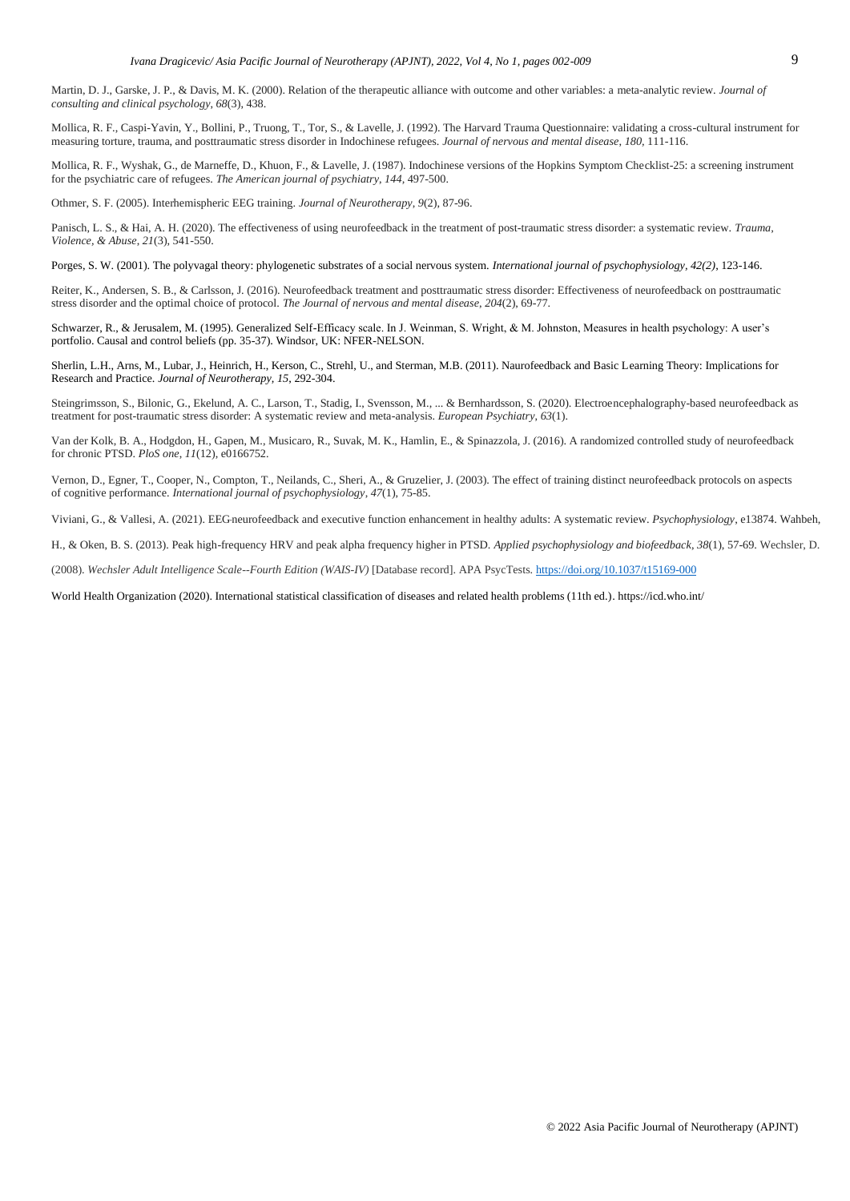Martin, D. J., Garske, J. P., & Davis, M. K. (2000). Relation of the therapeutic alliance with outcome and other variables: a meta-analytic review. *Journal of consulting and clinical psychology*, *68*(3), 438.

Mollica, R. F., Caspi-Yavin, Y., Bollini, P., Truong, T., Tor, S., & Lavelle, J. (1992). The Harvard Trauma Questionnaire: validating a cross-cultural instrument for measuring torture, trauma, and posttraumatic stress disorder in Indochinese refugees. *Journal of nervous and mental disease, 180*, 111-116.

Mollica, R. F., Wyshak, G., de Marneffe, D., Khuon, F., & Lavelle, J. (1987). Indochinese versions of the Hopkins Symptom Checklist-25: a screening instrument for the psychiatric care of refugees. *The American journal of psychiatry*, *144*, 497-500.

Othmer, S. F. (2005). Interhemispheric EEG training. *Journal of Neurotherapy*, *9*(2), 87-96.

Panisch, L. S., & Hai, A. H. (2020). The effectiveness of using neurofeedback in the treatment of post-traumatic stress disorder: a systematic review. *Trauma, Violence, & Abuse*, *21*(3), 541-550.

Porges, S. W. (2001). The polyvagal theory: phylogenetic substrates of a social nervous system. *International journal of psychophysiology, 42(2)*, 123-146.

Reiter, K., Andersen, S. B., & Carlsson, J. (2016). Neurofeedback treatment and posttraumatic stress disorder: Effectiveness of neurofeedback on posttraumatic stress disorder and the optimal choice of protocol. *The Journal of nervous and mental disease*, *204*(2), 69-77.

Schwarzer, R., & Jerusalem, M. (1995). Generalized Self-Efficacy scale. In J. Weinman, S. Wright, & M. Johnston, Measures in health psychology: A user's portfolio. Causal and control beliefs (pp. 35-37). Windsor, UK: NFER-NELSON.

Sherlin, L.H., Arns, M., Lubar, J., Heinrich, H., Kerson, C., Strehl, U., and Sterman, M.B. (2011). Naurofeedback and Basic Learning Theory: Implications for Research and Practice. *Journal of Neurotherapy, 15*, 292-304.

Steingrimsson, S., Bilonic, G., Ekelund, A. C., Larson, T., Stadig, I., Svensson, M., ... & Bernhardsson, S. (2020). Electroencephalography-based neurofeedback as treatment for post-traumatic stress disorder: A systematic review and meta-analysis. *European Psychiatry*, *63*(1).

Van der Kolk, B. A., Hodgdon, H., Gapen, M., Musicaro, R., Suvak, M. K., Hamlin, E., & Spinazzola, J. (2016). A randomized controlled study of neurofeedback for chronic PTSD. *PloS one*, *11*(12), e0166752.

Vernon, D., Egner, T., Cooper, N., Compton, T., Neilands, C., Sheri, A., & Gruzelier, J. (2003). The effect of training distinct neurofeedback protocols on aspects of cognitive performance. *International journal of psychophysiology*, *47*(1), 75-85.

Viviani, G., & Vallesi, A. (2021). EEG‐neurofeedback and executive function enhancement in healthy adults: A systematic review. *Psychophysiology*, e13874.

Wahbeh, H., & Oken, B. S. (2013). Peak high-frequency HRV and peak alpha frequency higher in PTSD. *Applied psychophysiology and biofeedback*, *38*(1), 57-69.

Wechsler, D. (2008). *Wechsler Adult Intelligence Scale--Fourth Edition (WAIS-IV)* [Database record]. APA PsycTests. https://doi.org/10.1037/t15169-000

World Health Organization (2020). International statistical classification of diseases and related health problems (11th ed.). https://icd.who.int/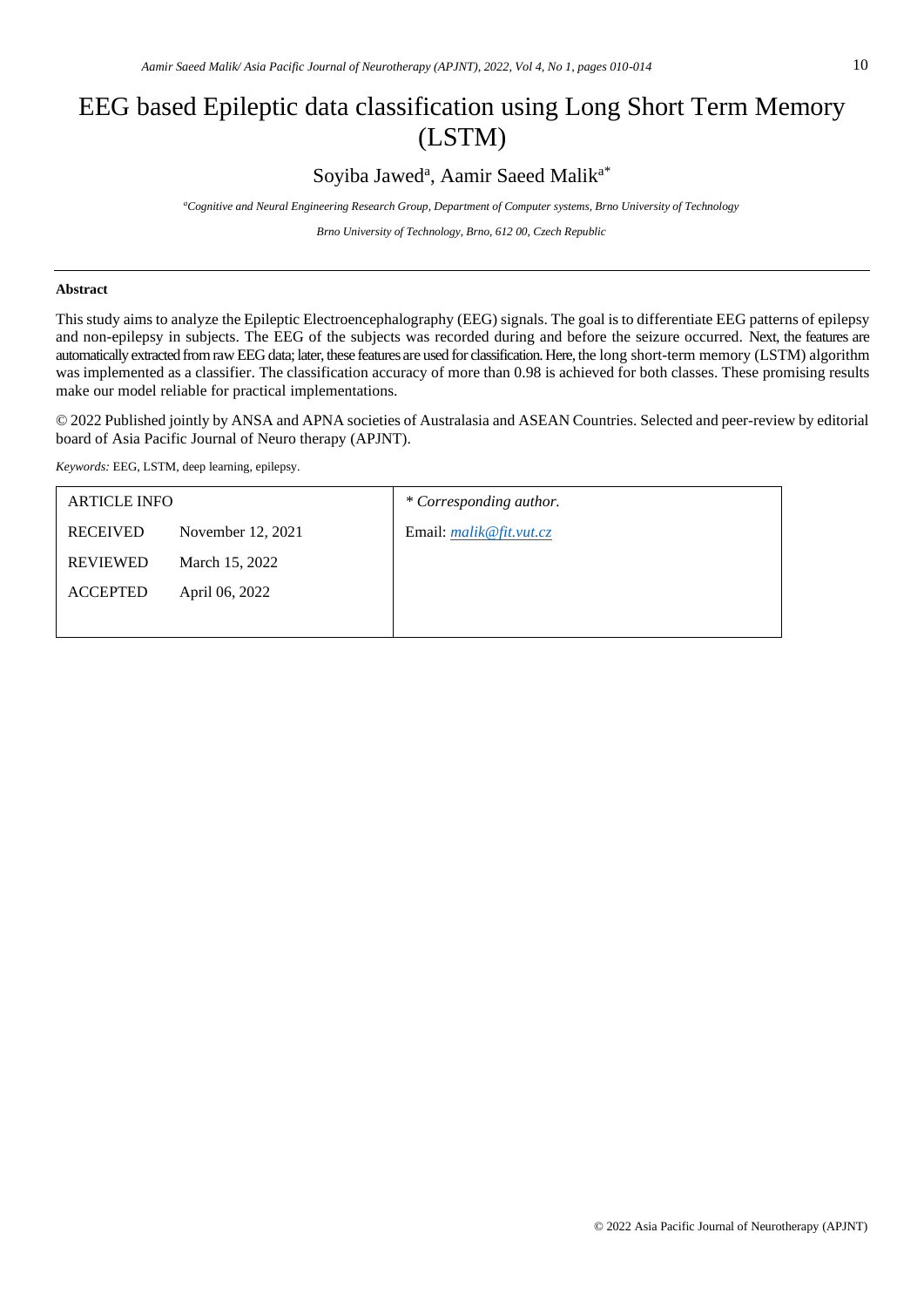# EEG based Epileptic data classification using Long Short Term Memory (LSTM)

Soyiba Jawed[a], Aamir Saeed Malik[a*]

[a]*Cognitive and Neural Engineering Research Group, Department of Computer systems, Brno University of Technology*

*Brno University of Technology, Brno, 612 00, Czech Republic*

---

**Abstract**

This study aims to analyze the Epileptic Electroencephalography (EEG) signals. The goal is to differentiate EEG patterns of epilepsy and non-epilepsy in subjects. The EEG of the subjects was recorded during and before the seizure occurred. Next, the features are automatically extracted from raw EEG data; later, these features are used for classification. Here, the long short-term memory (LSTM) algorithm was implemented as a classifier. The classification accuracy of more than 0.98 is achieved for both classes. These promising results make our model reliable for practical implementations.

© 2022 Published jointly by ANSA and APNA societies of Australasia and ASEAN Countries. Selected and peer-review by editorial board of Asia Pacific Journal of Neuro therapy (APJNT).

*Keywords:* EEG, LSTM, deep learning, epilepsy.

| ARTICLE INFO | | * Corresponding author. |
|---|---|---|
| RECEIVED | November 12, 2021 | Email: *malik@fit.vut.cz* |
| REVIEWED | March 15, 2022 | |
| ACCEPTED | April 06, 2022 | |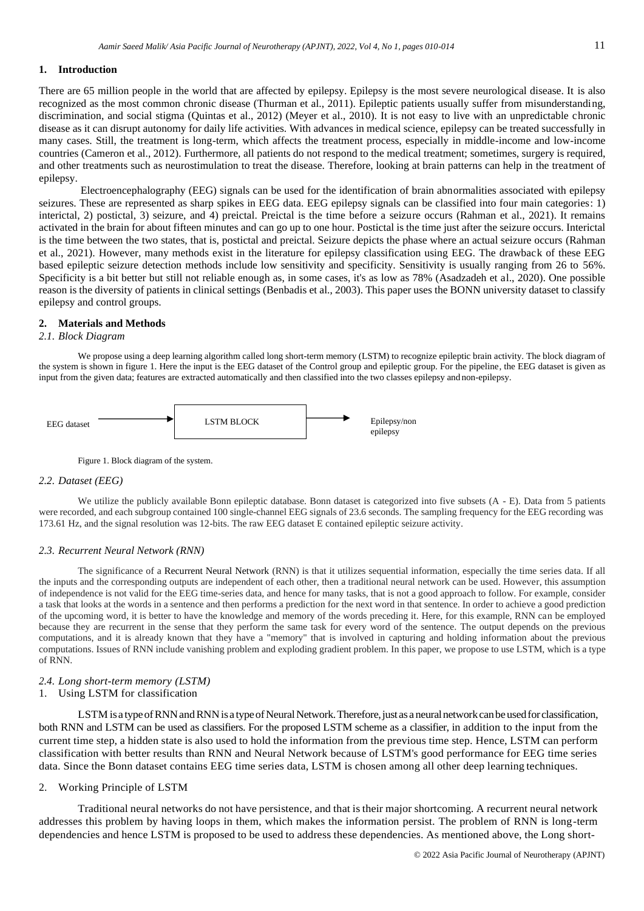## 1. Introduction

There are 65 million people in the world that are affected by epilepsy. Epilepsy is the most severe neurological disease. It is also recognized as the most common chronic disease (Thurman et al., 2011). Epileptic patients usually suffer from misunderstanding, discrimination, and social stigma (Quintas et al., 2012) (Meyer et al., 2010). It is not easy to live with an unpredictable chronic disease as it can disrupt autonomy for daily life activities. With advances in medical science, epilepsy can be treated successfully in many cases. Still, the treatment is long-term, which affects the treatment process, especially in middle-income and low-income countries (Cameron et al., 2012). Furthermore, all patients do not respond to the medical treatment; sometimes, surgery is required, and other treatments such as neurostimulation to treat the disease. Therefore, looking at brain patterns can help in the treatment of epilepsy.

Electroencephalography (EEG) signals can be used for the identification of brain abnormalities associated with epilepsy seizures. These are represented as sharp spikes in EEG data. EEG epilepsy signals can be classified into four main categories: 1) interictal, 2) postictal, 3) seizure, and 4) preictal. Preictal is the time before a seizure occurs (Rahman et al., 2021). It remains activated in the brain for about fifteen minutes and can go up to one hour. Postictal is the time just after the seizure occurs. Interictal is the time between the two states, that is, postictal and preictal. Seizure depicts the phase where an actual seizure occurs (Rahman et al., 2021). However, many methods exist in the literature for epilepsy classification using EEG. The drawback of these EEG based epileptic seizure detection methods include low sensitivity and specificity. Sensitivity is usually ranging from 26 to 56%. Specificity is a bit better but still not reliable enough as, in some cases, it's as low as 78% (Asadzadeh et al., 2020). One possible reason is the diversity of patients in clinical settings (Benbadis et al., 2003). This paper uses the BONN university dataset to classify epilepsy and control groups.

## 2. Materials and Methods

### *2.1. Block Diagram*

We propose using a deep learning algorithm called long short-term memory (LSTM) to recognize epileptic brain activity. The block diagram of the system is shown in figure 1. Here the input is the EEG dataset of the Control group and epileptic group. For the pipeline, the EEG dataset is given as input from the given data; features are extracted automatically and then classified into the two classes epilepsy and non-epilepsy.

EEG dataset → LSTM BLOCK → Epilepsy/non epilepsy

Figure 1. Block diagram of the system.

### *2.2. Dataset (EEG)*

We utilize the publicly available Bonn epileptic database. Bonn dataset is categorized into five subsets (A - E). Data from 5 patients were recorded, and each subgroup contained 100 single-channel EEG signals of 23.6 seconds. The sampling frequency for the EEG recording was 173.61 Hz, and the signal resolution was 12-bits. The raw EEG dataset E contained epileptic seizure activity.

### *2.3. Recurrent Neural Network (RNN)*

The significance of a Recurrent Neural Network (RNN) is that it utilizes sequential information, especially the time series data. If all the inputs and the corresponding outputs are independent of each other, then a traditional neural network can be used. However, this assumption of independence is not valid for the EEG time-series data, and hence for many tasks, that is not a good approach to follow. For example, consider a task that looks at the words in a sentence and then performs a prediction for the next word in that sentence. In order to achieve a good prediction of the upcoming word, it is better to have the knowledge and memory of the words preceding it. Here, for this example, RNN can be employed because they are recurrent in the sense that they perform the same task for every word of the sentence. The output depends on the previous computations, and it is already known that they have a "memory" that is involved in capturing and holding information about the previous computations. Issues of RNN include vanishing problem and exploding gradient problem. In this paper, we propose to use LSTM, which is a type of RNN.

### *2.4. Long short-term memory (LSTM)*

1. Using LSTM for classification

LSTM is a type of RNN and RNN is a type of Neural Network. Therefore, just as a neural network can be used for classification, both RNN and LSTM can be used as classifiers. For the proposed LSTM scheme as a classifier, in addition to the input from the current time step, a hidden state is also used to hold the information from the previous time step. Hence, LSTM can perform classification with better results than RNN and Neural Network because of LSTM's good performance for EEG time series data. Since the Bonn dataset contains EEG time series data, LSTM is chosen among all other deep learning techniques.

2. Working Principle of LSTM

Traditional neural networks do not have persistence, and that is their major shortcoming. A recurrent neural network addresses this problem by having loops in them, which makes the information persist. The problem of RNN is long-term dependencies and hence LSTM is proposed to be used to address these dependencies. As mentioned above, the Long short-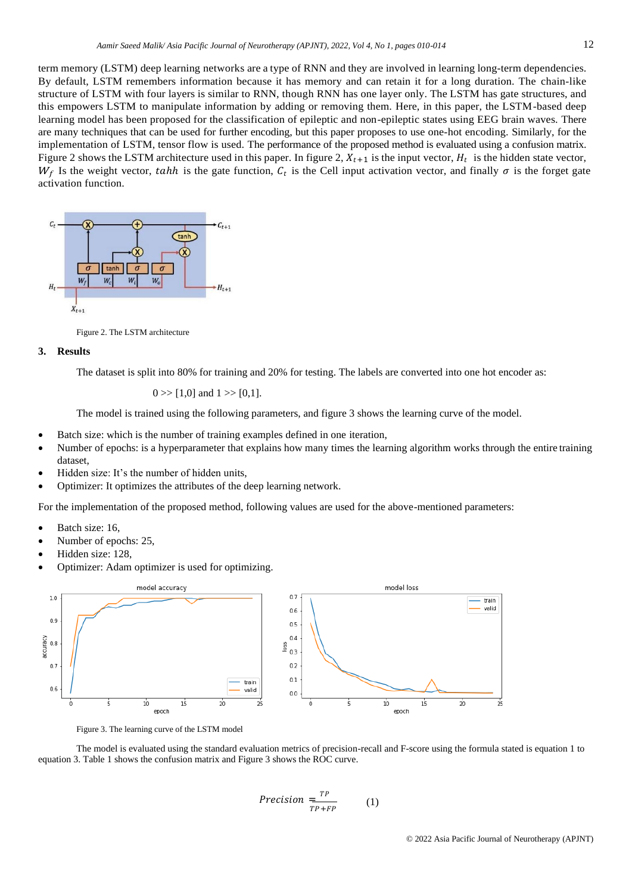term memory (LSTM) deep learning networks are a type of RNN and they are involved in learning long-term dependencies. By default, LSTM remembers information because it has memory and can retain it for a long duration. The chain-like structure of LSTM with four layers is similar to RNN, though RNN has one layer only. The LSTM has gate structures, and this empowers LSTM to manipulate information by adding or removing them. Here, in this paper, the LSTM-based deep learning model has been proposed for the classification of epileptic and non-epileptic states using EEG brain waves. There are many techniques that can be used for further encoding, but this paper proposes to use one-hot encoding. Similarly, for the implementation of LSTM, tensor flow is used. The performance of the proposed method is evaluated using a confusion matrix. Figure 2 shows the LSTM architecture used in this paper. In figure 2, $X_{t+1}$ is the input vector, $H_t$ is the hidden state vector, $W_f$ Is the weight vector, $tahh$ is the gate function, $C_t$ is the Cell input activation vector, and finally $\sigma$ is the forget gate activation function.

Figure 2. The LSTM architecture

## 3. Results

The dataset is split into 80% for training and 20% for testing. The labels are converted into one hot encoder as:

0 >> [1,0] and 1 >> [0,1].

The model is trained using the following parameters, and figure 3 shows the learning curve of the model.

- Batch size: which is the number of training examples defined in one iteration,
- Number of epochs: is a hyperparameter that explains how many times the learning algorithm works through the entire training dataset,
- Hidden size: It's the number of hidden units,
- Optimizer: It optimizes the attributes of the deep learning network.

For the implementation of the proposed method, following values are used for the above-mentioned parameters:

- Batch size: 16,
- Number of epochs: 25,
- Hidden size: 128,
- Optimizer: Adam optimizer is used for optimizing.

Figure 3. The learning curve of the LSTM model

The model is evaluated using the standard evaluation metrics of precision-recall and F-score using the formula stated is equation 1 to equation 3. Table 1 shows the confusion matrix and Figure 3 shows the ROC curve.

$$Precision = \frac{TP}{TP+FP} \qquad (1)$$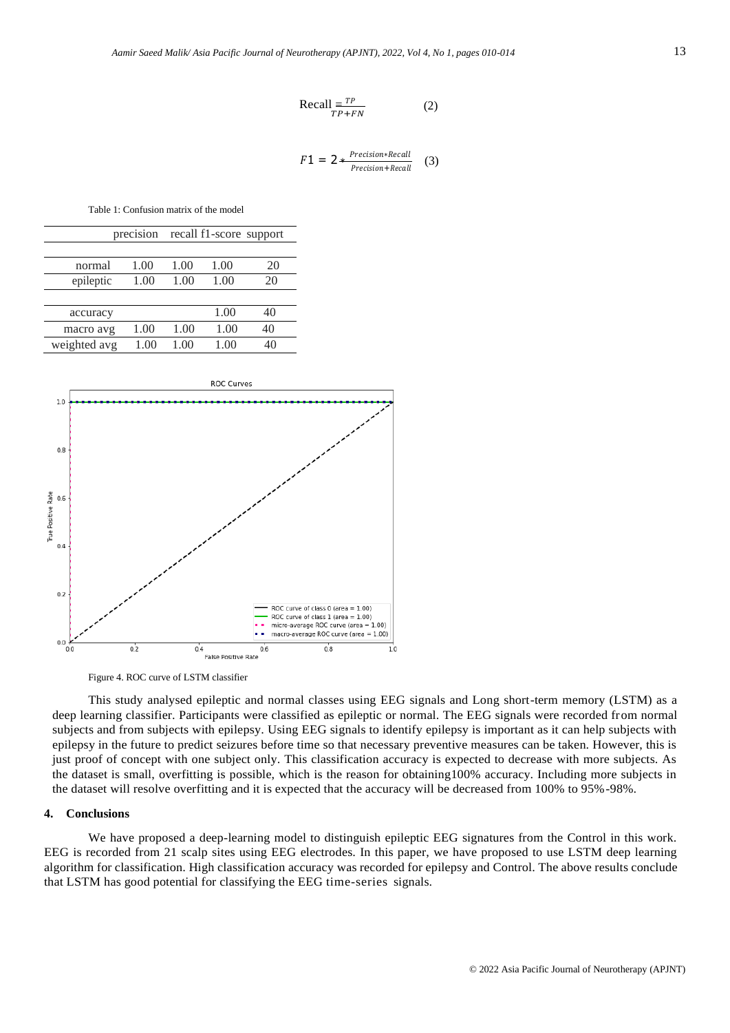$$\text{Recall} = \frac{TP}{TP+FN} \qquad (2)$$

$$F1 = 2 * \frac{Precision * Recall}{Precision + Recall} \qquad (3)$$

Table 1: Confusion matrix of the model

| | precision | recall | f1-score | support |
|---|---|---|---|---|
| normal | 1.00 | 1.00 | 1.00 | 20 |
| epileptic | 1.00 | 1.00 | 1.00 | 20 |
| accuracy | | | 1.00 | 40 |
| macro avg | 1.00 | 1.00 | 1.00 | 40 |
| weighted avg | 1.00 | 1.00 | 1.00 | 40 |

Figure 4. ROC curve of LSTM classifier

This study analysed epileptic and normal classes using EEG signals and Long short-term memory (LSTM) as a deep learning classifier. Participants were classified as epileptic or normal. The EEG signals were recorded from normal subjects and from subjects with epilepsy. Using EEG signals to identify epilepsy is important as it can help subjects with epilepsy in the future to predict seizures before time so that necessary preventive measures can be taken. However, this is just proof of concept with one subject only. This classification accuracy is expected to decrease with more subjects. As the dataset is small, overfitting is possible, which is the reason for obtaining100% accuracy. Including more subjects in the dataset will resolve overfitting and it is expected that the accuracy will be decreased from 100% to 95%-98%.

## 4. Conclusions

We have proposed a deep-learning model to distinguish epileptic EEG signatures from the Control in this work. EEG is recorded from 21 scalp sites using EEG electrodes. In this paper, we have proposed to use LSTM deep learning algorithm for classification. High classification accuracy was recorded for epilepsy and Control. The above results conclude that LSTM has good potential for classifying the EEG time-series signals.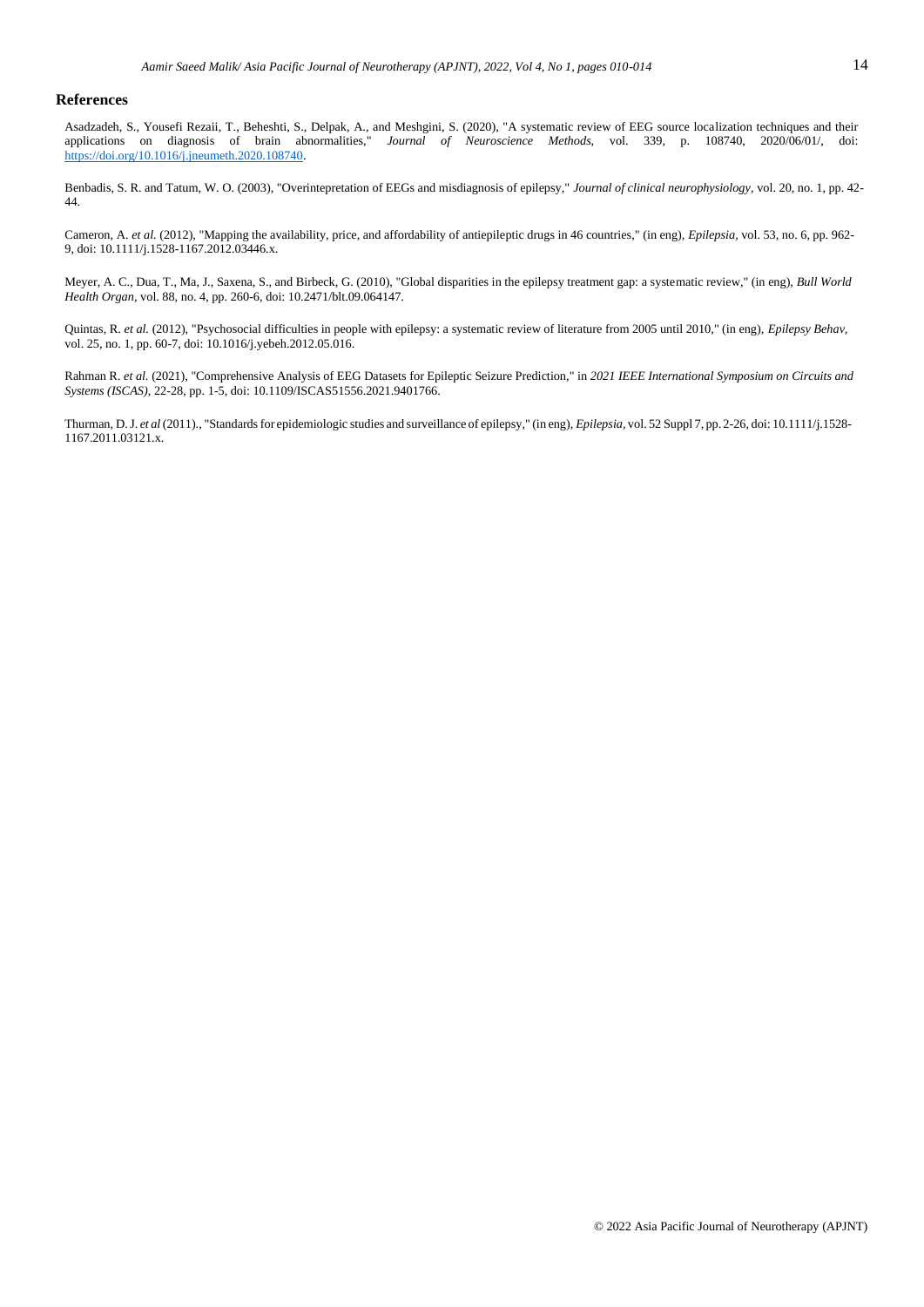## References

Asadzadeh, S., Yousefi Rezaii, T., Beheshti, S., Delpak, A., and Meshgini, S. (2020), "A systematic review of EEG source localization techniques and their applications on diagnosis of brain abnormalities," *Journal of Neuroscience Methods*, vol. 339, p. 108740, 2020/06/01/, doi: https://doi.org/10.1016/j.jneumeth.2020.108740.

Benbadis, S. R. and Tatum, W. O. (2003), "Overintepretation of EEGs and misdiagnosis of epilepsy," *Journal of clinical neurophysiology*, vol. 20, no. 1, pp. 42-44.

Cameron, A. *et al.* (2012), "Mapping the availability, price, and affordability of antiepileptic drugs in 46 countries," (in eng), *Epilepsia*, vol. 53, no. 6, pp. 962-9, doi: 10.1111/j.1528-1167.2012.03446.x.

Meyer, A. C., Dua, T., Ma, J., Saxena, S., and Birbeck, G. (2010), "Global disparities in the epilepsy treatment gap: a systematic review," (in eng), *Bull World Health Organ*, vol. 88, no. 4, pp. 260-6, doi: 10.2471/blt.09.064147.

Quintas, R. *et al.* (2012), "Psychosocial difficulties in people with epilepsy: a systematic review of literature from 2005 until 2010," (in eng), *Epilepsy Behav*, vol. 25, no. 1, pp. 60-7, doi: 10.1016/j.yebeh.2012.05.016.

Rahman R. *et al.* (2021), "Comprehensive Analysis of EEG Datasets for Epileptic Seizure Prediction," in *2021 IEEE International Symposium on Circuits and Systems (ISCAS)*, 22-28, pp. 1-5, doi: 10.1109/ISCAS51556.2021.9401766.

Thurman, D. J. *et al* (2011)., "Standards for epidemiologic studies and surveillance of epilepsy," (in eng), *Epilepsia*, vol. 52 Suppl 7, pp. 2-26, doi: 10.1111/j.1528-1167.2011.03121.x.

© 2022 Asia Pacific Journal of Neurotherapy (APJNT)